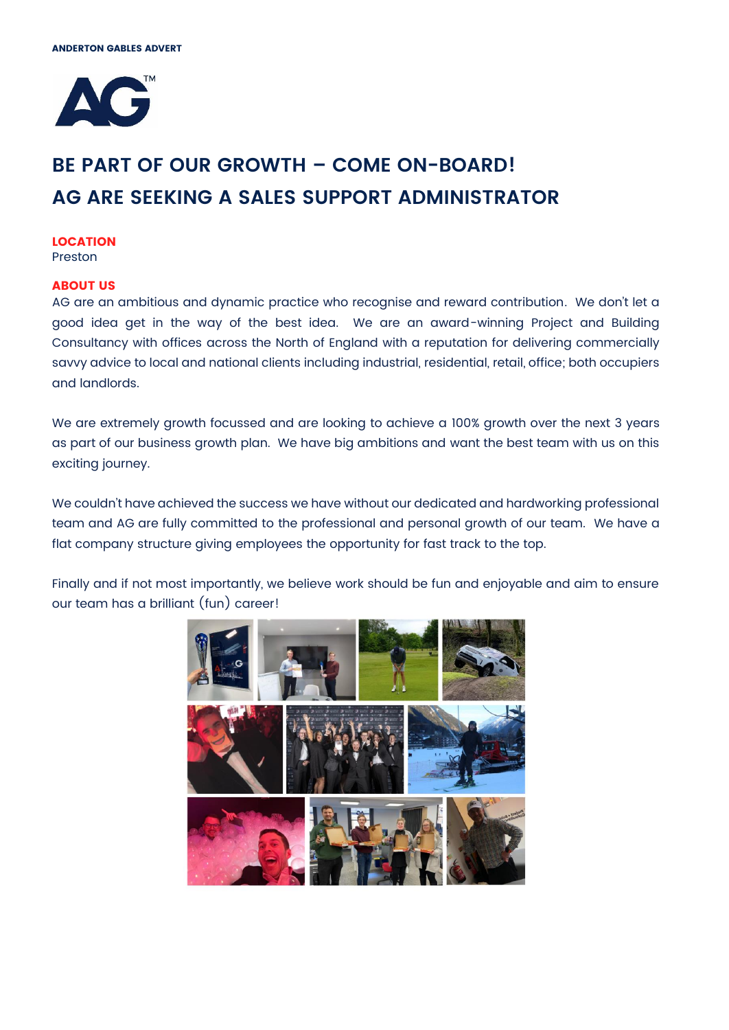ANDERTON GABLES ADVERT

# BE PART OF OUR GROWTH – COME ON-BOARD!
# AG ARE SEEKING A SALES SUPPORT ADMINISTRATOR

**LOCATION**
Preston

**ABOUT US**
AG are an ambitious and dynamic practice who recognise and reward contribution. We don't let a good idea get in the way of the best idea. We are an award-winning Project and Building Consultancy with offices across the North of England with a reputation for delivering commercially savvy advice to local and national clients including industrial, residential, retail, office; both occupiers and landlords.

We are extremely growth focussed and are looking to achieve a 100% growth over the next 3 years as part of our business growth plan. We have big ambitions and want the best team with us on this exciting journey.

We couldn't have achieved the success we have without our dedicated and hardworking professional team and AG are fully committed to the professional and personal growth of our team. We have a flat company structure giving employees the opportunity for fast track to the top.

Finally and if not most importantly, we believe work should be fun and enjoyable and aim to ensure our team has a brilliant (fun) career!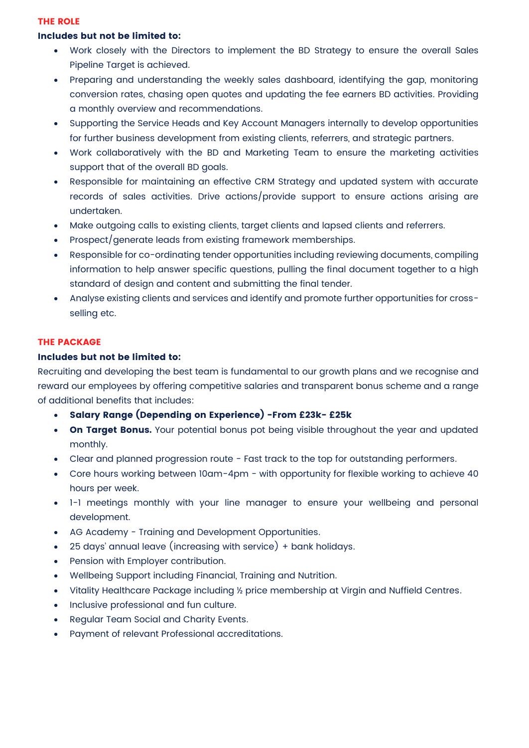## THE ROLE

**Includes but not be limited to:**

- Work closely with the Directors to implement the BD Strategy to ensure the overall Sales Pipeline Target is achieved.
- Preparing and understanding the weekly sales dashboard, identifying the gap, monitoring conversion rates, chasing open quotes and updating the fee earners BD activities. Providing a monthly overview and recommendations.
- Supporting the Service Heads and Key Account Managers internally to develop opportunities for further business development from existing clients, referrers, and strategic partners.
- Work collaboratively with the BD and Marketing Team to ensure the marketing activities support that of the overall BD goals.
- Responsible for maintaining an effective CRM Strategy and updated system with accurate records of sales activities. Drive actions/provide support to ensure actions arising are undertaken.
- Make outgoing calls to existing clients, target clients and lapsed clients and referrers.
- Prospect/generate leads from existing framework memberships.
- Responsible for co-ordinating tender opportunities including reviewing documents, compiling information to help answer specific questions, pulling the final document together to a high standard of design and content and submitting the final tender.
- Analyse existing clients and services and identify and promote further opportunities for cross-selling etc.

## THE PACKAGE

**Includes but not be limited to:**

Recruiting and developing the best team is fundamental to our growth plans and we recognise and reward our employees by offering competitive salaries and transparent bonus scheme and a range of additional benefits that includes:

- **Salary Range (Depending on Experience) -From £23k- £25k**
- **On Target Bonus.** Your potential bonus pot being visible throughout the year and updated monthly.
- Clear and planned progression route - Fast track to the top for outstanding performers.
- Core hours working between 10am-4pm - with opportunity for flexible working to achieve 40 hours per week.
- 1-1 meetings monthly with your line manager to ensure your wellbeing and personal development.
- AG Academy - Training and Development Opportunities.
- 25 days' annual leave (increasing with service) + bank holidays.
- Pension with Employer contribution.
- Wellbeing Support including Financial, Training and Nutrition.
- Vitality Healthcare Package including ½ price membership at Virgin and Nuffield Centres.
- Inclusive professional and fun culture.
- Regular Team Social and Charity Events.
- Payment of relevant Professional accreditations.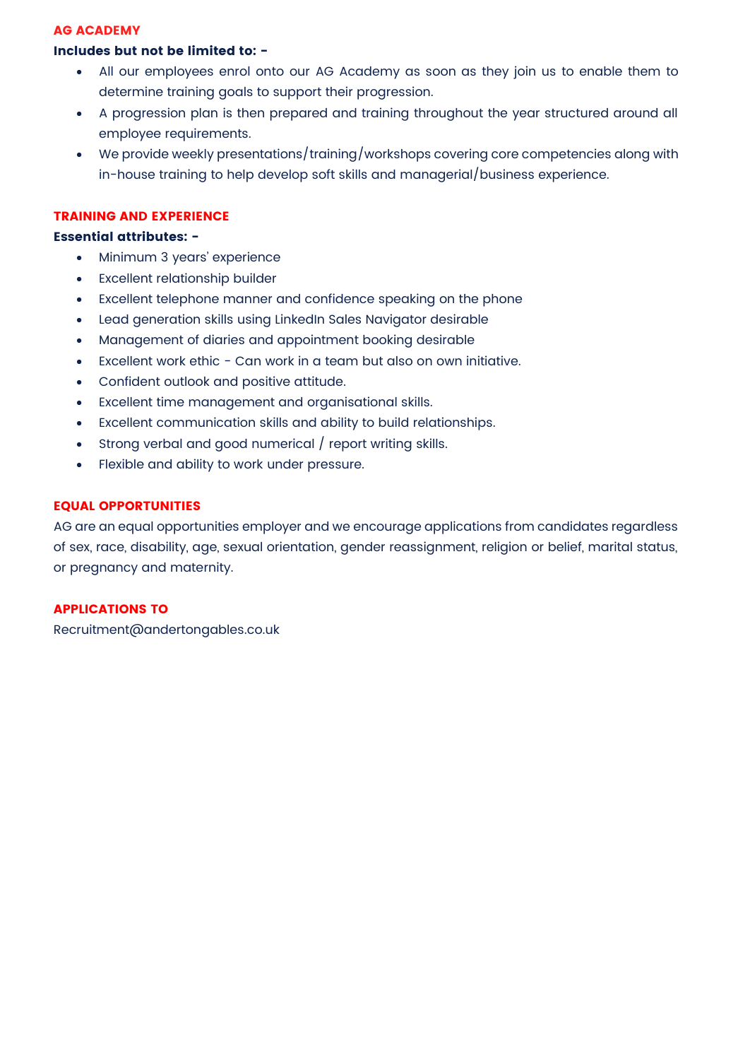## AG ACADEMY

**Includes but not be limited to: -**

- All our employees enrol onto our AG Academy as soon as they join us to enable them to determine training goals to support their progression.
- A progression plan is then prepared and training throughout the year structured around all employee requirements.
- We provide weekly presentations/training/workshops covering core competencies along with in-house training to help develop soft skills and managerial/business experience.

## TRAINING AND EXPERIENCE

**Essential attributes: -**

- Minimum 3 years' experience
- Excellent relationship builder
- Excellent telephone manner and confidence speaking on the phone
- Lead generation skills using LinkedIn Sales Navigator desirable
- Management of diaries and appointment booking desirable
- Excellent work ethic - Can work in a team but also on own initiative.
- Confident outlook and positive attitude.
- Excellent time management and organisational skills.
- Excellent communication skills and ability to build relationships.
- Strong verbal and good numerical / report writing skills.
- Flexible and ability to work under pressure.

## EQUAL OPPORTUNITIES

AG are an equal opportunities employer and we encourage applications from candidates regardless of sex, race, disability, age, sexual orientation, gender reassignment, religion or belief, marital status, or pregnancy and maternity.

## APPLICATIONS TO

Recruitment@andertongables.co.uk